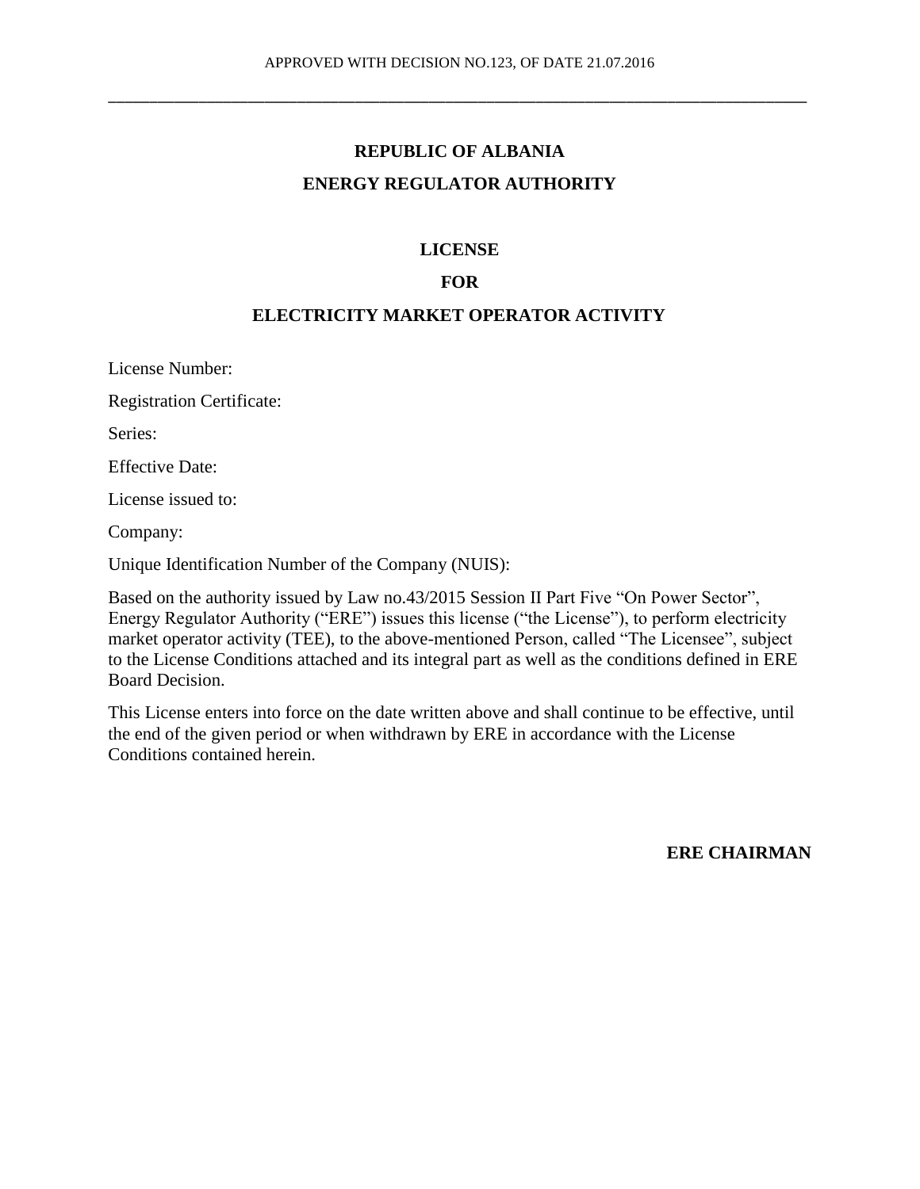APPROVED WITH DECISION NO.123, OF DATE 21.07.2016

---

**REPUBLIC OF ALBANIA**

**ENERGY REGULATOR AUTHORITY**

# LICENSE

# FOR

# ELECTRICITY MARKET OPERATOR ACTIVITY

License Number:

Registration Certificate:

Series:

Effective Date:

License issued to:

Company:

Unique Identification Number of the Company (NUIS):

Based on the authority issued by Law no.43/2015 Session II Part Five "On Power Sector", Energy Regulator Authority ("ERE") issues this license ("the License"), to perform electricity market operator activity (TEE), to the above-mentioned Person, called "The Licensee", subject to the License Conditions attached and its integral part as well as the conditions defined in ERE Board Decision.

This License enters into force on the date written above and shall continue to be effective, until the end of the given period or when withdrawn by ERE in accordance with the License Conditions contained herein.

**ERE CHAIRMAN**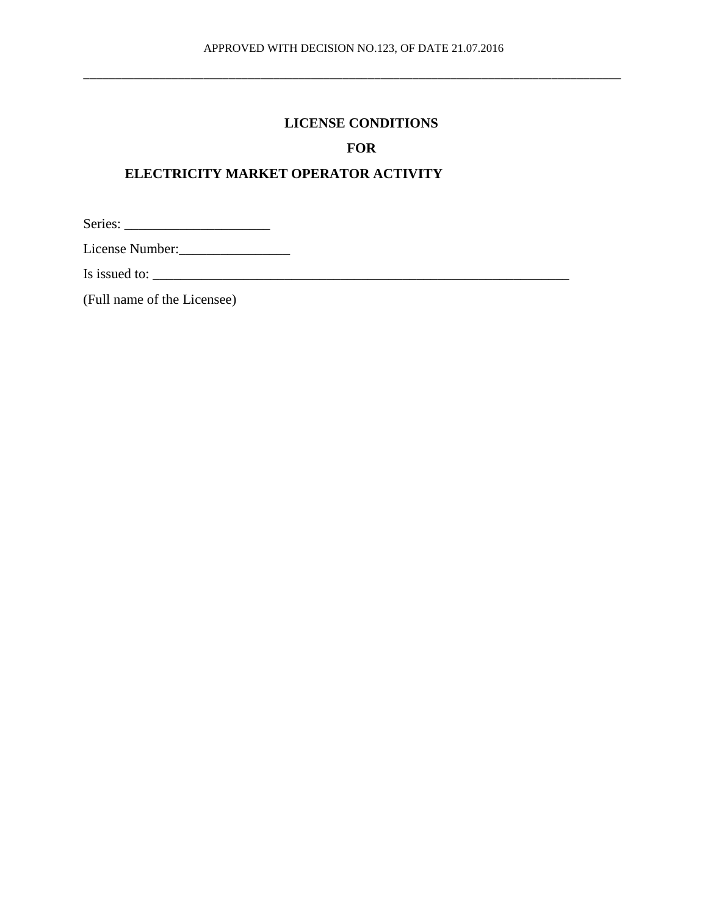APPROVED WITH DECISION NO.123, OF DATE 21.07.2016

---

**LICENSE CONDITIONS**

**FOR**

**ELECTRICITY MARKET OPERATOR ACTIVITY**

Series: ____________________

License Number:_______________

Is issued to: ________________________________________________________

(Full name of the Licensee)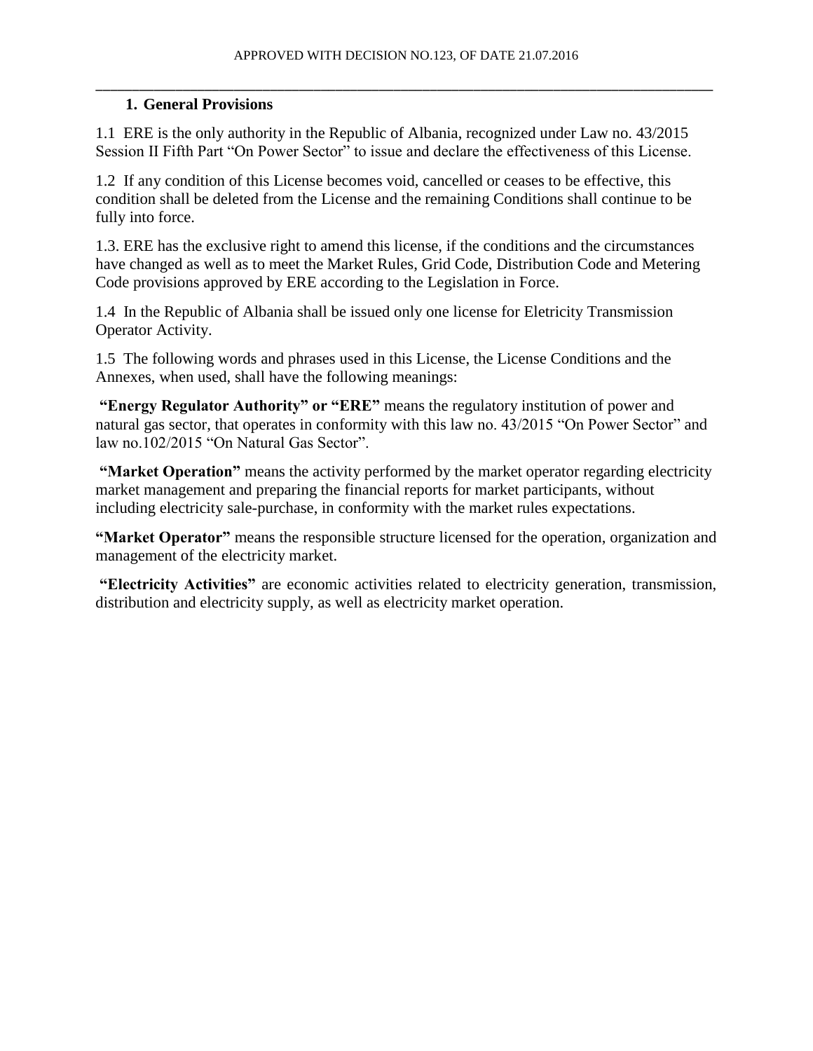## 1. General Provisions

1.1 ERE is the only authority in the Republic of Albania, recognized under Law no. 43/2015 Session II Fifth Part "On Power Sector" to issue and declare the effectiveness of this License.

1.2 If any condition of this License becomes void, cancelled or ceases to be effective, this condition shall be deleted from the License and the remaining Conditions shall continue to be fully into force.

1.3. ERE has the exclusive right to amend this license, if the conditions and the circumstances have changed as well as to meet the Market Rules, Grid Code, Distribution Code and Metering Code provisions approved by ERE according to the Legislation in Force.

1.4 In the Republic of Albania shall be issued only one license for Eletricity Transmission Operator Activity.

1.5 The following words and phrases used in this License, the License Conditions and the Annexes, when used, shall have the following meanings:

**"Energy Regulator Authority" or "ERE"** means the regulatory institution of power and natural gas sector, that operates in conformity with this law no. 43/2015 "On Power Sector" and law no.102/2015 "On Natural Gas Sector".

**"Market Operation"** means the activity performed by the market operator regarding electricity market management and preparing the financial reports for market participants, without including electricity sale-purchase, in conformity with the market rules expectations.

**"Market Operator"** means the responsible structure licensed for the operation, organization and management of the electricity market.

**"Electricity Activities"** are economic activities related to electricity generation, transmission, distribution and electricity supply, as well as electricity market operation.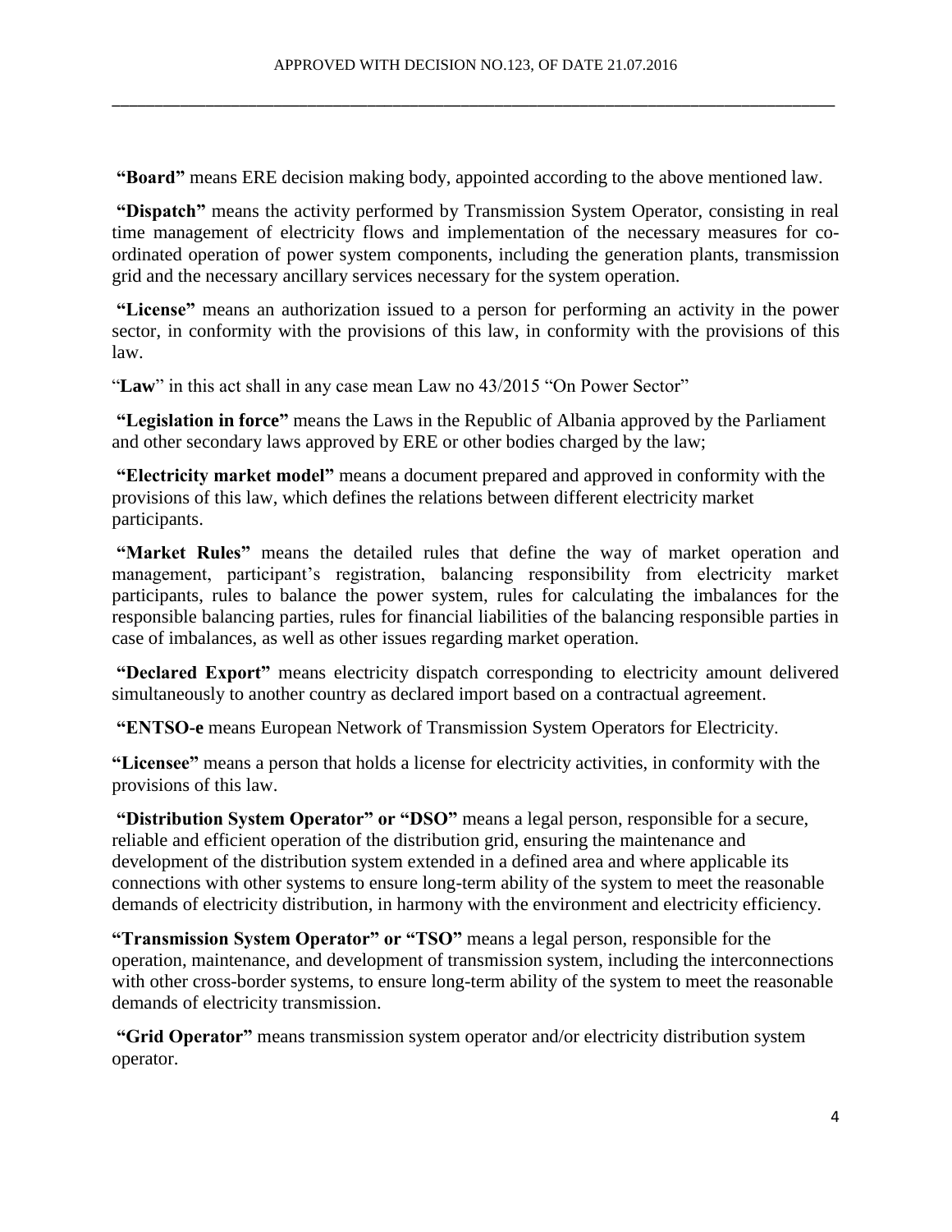**"Board"** means ERE decision making body, appointed according to the above mentioned law.

**"Dispatch"** means the activity performed by Transmission System Operator, consisting in real time management of electricity flows and implementation of the necessary measures for co-ordinated operation of power system components, including the generation plants, transmission grid and the necessary ancillary services necessary for the system operation.

**"License"** means an authorization issued to a person for performing an activity in the power sector, in conformity with the provisions of this law, in conformity with the provisions of this law.

"**Law**" in this act shall in any case mean Law no 43/2015 "On Power Sector"

**"Legislation in force"** means the Laws in the Republic of Albania approved by the Parliament and other secondary laws approved by ERE or other bodies charged by the law;

**"Electricity market model"** means a document prepared and approved in conformity with the provisions of this law, which defines the relations between different electricity market participants.

**"Market Rules"** means the detailed rules that define the way of market operation and management, participant's registration, balancing responsibility from electricity market participants, rules to balance the power system, rules for calculating the imbalances for the responsible balancing parties, rules for financial liabilities of the balancing responsible parties in case of imbalances, as well as other issues regarding market operation.

**"Declared Export"** means electricity dispatch corresponding to electricity amount delivered simultaneously to another country as declared import based on a contractual agreement.

**"ENTSO-e** means European Network of Transmission System Operators for Electricity.

**"Licensee"** means a person that holds a license for electricity activities, in conformity with the provisions of this law.

**"Distribution System Operator" or "DSO"** means a legal person, responsible for a secure, reliable and efficient operation of the distribution grid, ensuring the maintenance and development of the distribution system extended in a defined area and where applicable its connections with other systems to ensure long-term ability of the system to meet the reasonable demands of electricity distribution, in harmony with the environment and electricity efficiency.

**"Transmission System Operator" or "TSO"** means a legal person, responsible for the operation, maintenance, and development of transmission system, including the interconnections with other cross-border systems, to ensure long-term ability of the system to meet the reasonable demands of electricity transmission.

**"Grid Operator"** means transmission system operator and/or electricity distribution system operator.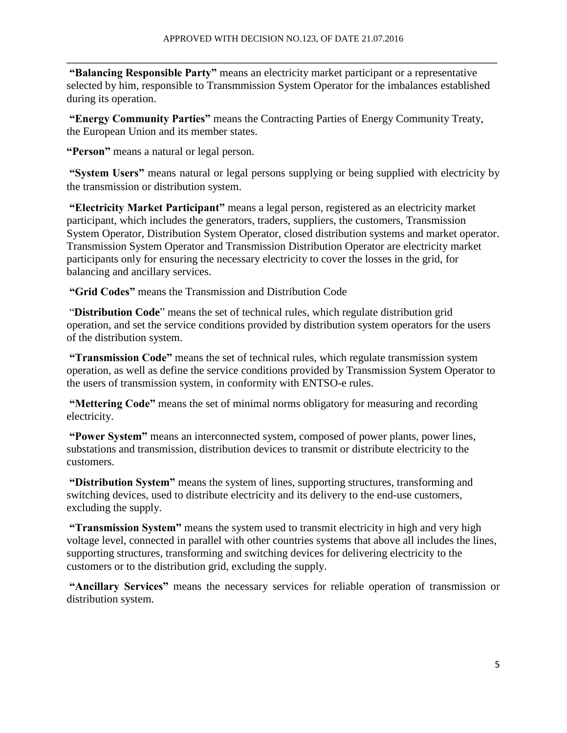**"Balancing Responsible Party"** means an electricity market participant or a representative selected by him, responsible to Transmmission System Operator for the imbalances established during its operation.

**"Energy Community Parties"** means the Contracting Parties of Energy Community Treaty, the European Union and its member states.

**"Person"** means a natural or legal person.

**"System Users"** means natural or legal persons supplying or being supplied with electricity by the transmission or distribution system.

**"Electricity Market Participant"** means a legal person, registered as an electricity market participant, which includes the generators, traders, suppliers, the customers, Transmission System Operator, Distribution System Operator, closed distribution systems and market operator. Transmission System Operator and Transmission Distribution Operator are electricity market participants only for ensuring the necessary electricity to cover the losses in the grid, for balancing and ancillary services.

**"Grid Codes"** means the Transmission and Distribution Code

"**Distribution Code**" means the set of technical rules, which regulate distribution grid operation, and set the service conditions provided by distribution system operators for the users of the distribution system.

**"Transmission Code"** means the set of technical rules, which regulate transmission system operation, as well as define the service conditions provided by Transmission System Operator to the users of transmission system, in conformity with ENTSO-e rules.

**"Mettering Code"** means the set of minimal norms obligatory for measuring and recording electricity.

**"Power System"** means an interconnected system, composed of power plants, power lines, substations and transmission, distribution devices to transmit or distribute electricity to the customers.

**"Distribution System"** means the system of lines, supporting structures, transforming and switching devices, used to distribute electricity and its delivery to the end-use customers, excluding the supply.

**"Transmission System"** means the system used to transmit electricity in high and very high voltage level, connected in parallel with other countries systems that above all includes the lines, supporting structures, transforming and switching devices for delivering electricity to the customers or to the distribution grid, excluding the supply.

**"Ancillary Services"** means the necessary services for reliable operation of transmission or distribution system.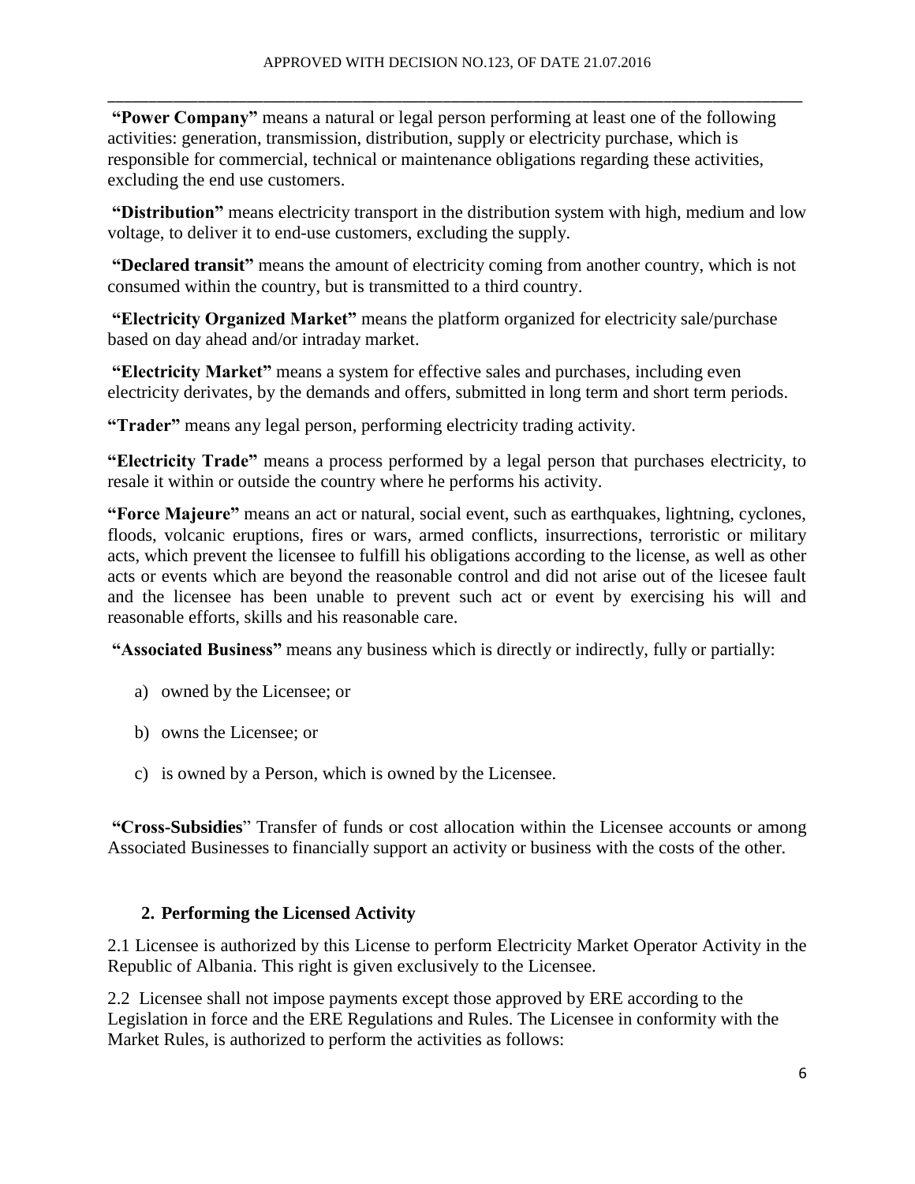**"Power Company"** means a natural or legal person performing at least one of the following activities: generation, transmission, distribution, supply or electricity purchase, which is responsible for commercial, technical or maintenance obligations regarding these activities, excluding the end use customers.

**"Distribution"** means electricity transport in the distribution system with high, medium and low voltage, to deliver it to end-use customers, excluding the supply.

**"Declared transit"** means the amount of electricity coming from another country, which is not consumed within the country, but is transmitted to a third country.

**"Electricity Organized Market"** means the platform organized for electricity sale/purchase based on day ahead and/or intraday market.

**"Electricity Market"** means a system for effective sales and purchases, including even electricity derivates, by the demands and offers, submitted in long term and short term periods.

**"Trader"** means any legal person, performing electricity trading activity.

**"Electricity Trade"** means a process performed by a legal person that purchases electricity, to resale it within or outside the country where he performs his activity.

**"Force Majeure"** means an act or natural, social event, such as earthquakes, lightning, cyclones, floods, volcanic eruptions, fires or wars, armed conflicts, insurrections, terroristic or military acts, which prevent the licensee to fulfill his obligations according to the license, as well as other acts or events which are beyond the reasonable control and did not arise out of the licesee fault and the licensee has been unable to prevent such act or event by exercising his will and reasonable efforts, skills and his reasonable care.

**"Associated Business"** means any business which is directly or indirectly, fully or partially:

a) owned by the Licensee; or

b) owns the Licensee; or

c) is owned by a Person, which is owned by the Licensee.

**"Cross-Subsidies**" Transfer of funds or cost allocation within the Licensee accounts or among Associated Businesses to financially support an activity or business with the costs of the other.

## 2. Performing the Licensed Activity

2.1 Licensee is authorized by this License to perform Electricity Market Operator Activity in the Republic of Albania. This right is given exclusively to the Licensee.

2.2 Licensee shall not impose payments except those approved by ERE according to the Legislation in force and the ERE Regulations and Rules. The Licensee in conformity with the Market Rules, is authorized to perform the activities as follows: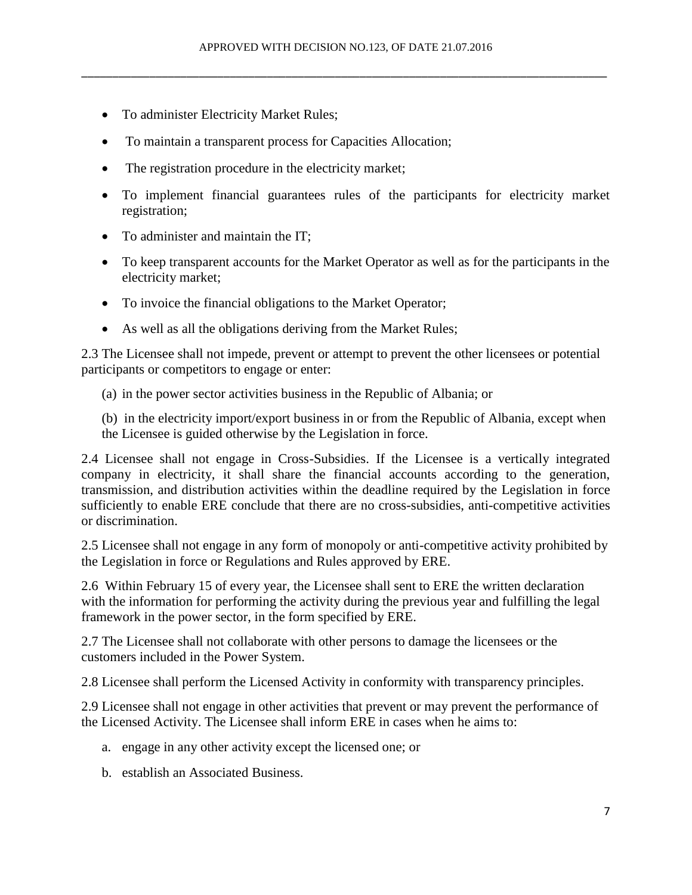- To administer Electricity Market Rules;
- To maintain a transparent process for Capacities Allocation;
- The registration procedure in the electricity market;
- To implement financial guarantees rules of the participants for electricity market registration;
- To administer and maintain the IT;
- To keep transparent accounts for the Market Operator as well as for the participants in the electricity market;
- To invoice the financial obligations to the Market Operator;
- As well as all the obligations deriving from the Market Rules;

2.3 The Licensee shall not impede, prevent or attempt to prevent the other licensees or potential participants or competitors to engage or enter:

(a) in the power sector activities business in the Republic of Albania; or

(b) in the electricity import/export business in or from the Republic of Albania, except when the Licensee is guided otherwise by the Legislation in force.

2.4 Licensee shall not engage in Cross-Subsidies. If the Licensee is a vertically integrated company in electricity, it shall share the financial accounts according to the generation, transmission, and distribution activities within the deadline required by the Legislation in force sufficiently to enable ERE conclude that there are no cross-subsidies, anti-competitive activities or discrimination.

2.5 Licensee shall not engage in any form of monopoly or anti-competitive activity prohibited by the Legislation in force or Regulations and Rules approved by ERE.

2.6 Within February 15 of every year, the Licensee shall sent to ERE the written declaration with the information for performing the activity during the previous year and fulfilling the legal framework in the power sector, in the form specified by ERE.

2.7 The Licensee shall not collaborate with other persons to damage the licensees or the customers included in the Power System.

2.8 Licensee shall perform the Licensed Activity in conformity with transparency principles.

2.9 Licensee shall not engage in other activities that prevent or may prevent the performance of the Licensed Activity. The Licensee shall inform ERE in cases when he aims to:

a. engage in any other activity except the licensed one; or

b. establish an Associated Business.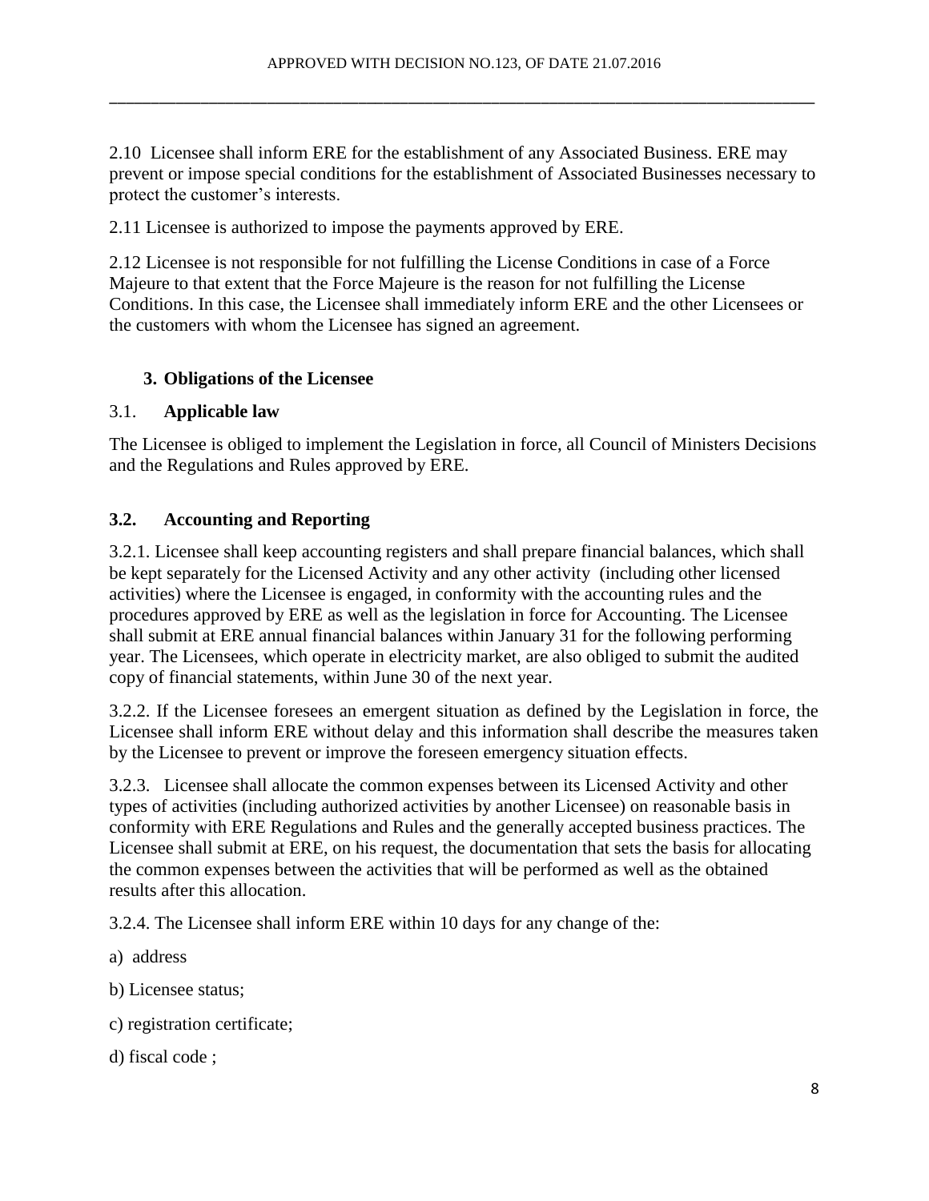2.10 Licensee shall inform ERE for the establishment of any Associated Business. ERE may prevent or impose special conditions for the establishment of Associated Businesses necessary to protect the customer's interests.

2.11 Licensee is authorized to impose the payments approved by ERE.

2.12 Licensee is not responsible for not fulfilling the License Conditions in case of a Force Majeure to that extent that the Force Majeure is the reason for not fulfilling the License Conditions. In this case, the Licensee shall immediately inform ERE and the other Licensees or the customers with whom the Licensee has signed an agreement.

## 3. Obligations of the Licensee

### 3.1. Applicable law

The Licensee is obliged to implement the Legislation in force, all Council of Ministers Decisions and the Regulations and Rules approved by ERE.

### 3.2. Accounting and Reporting

3.2.1. Licensee shall keep accounting registers and shall prepare financial balances, which shall be kept separately for the Licensed Activity and any other activity (including other licensed activities) where the Licensee is engaged, in conformity with the accounting rules and the procedures approved by ERE as well as the legislation in force for Accounting. The Licensee shall submit at ERE annual financial balances within January 31 for the following performing year. The Licensees, which operate in electricity market, are also obliged to submit the audited copy of financial statements, within June 30 of the next year.

3.2.2. If the Licensee foresees an emergent situation as defined by the Legislation in force, the Licensee shall inform ERE without delay and this information shall describe the measures taken by the Licensee to prevent or improve the foreseen emergency situation effects.

3.2.3. Licensee shall allocate the common expenses between its Licensed Activity and other types of activities (including authorized activities by another Licensee) on reasonable basis in conformity with ERE Regulations and Rules and the generally accepted business practices. The Licensee shall submit at ERE, on his request, the documentation that sets the basis for allocating the common expenses between the activities that will be performed as well as the obtained results after this allocation.

3.2.4. The Licensee shall inform ERE within 10 days for any change of the:

a) address

b) Licensee status;

c) registration certificate;

d) fiscal code ;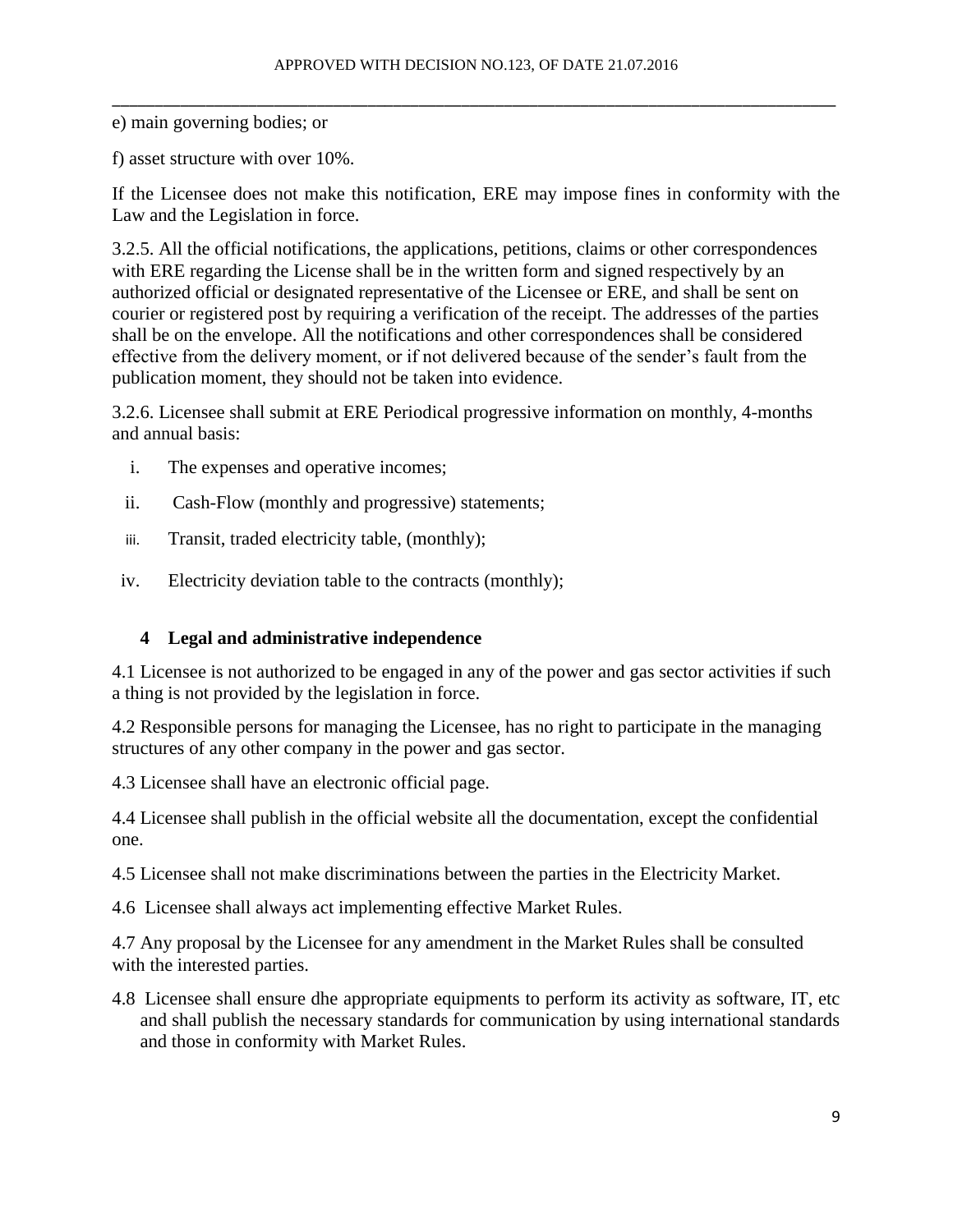e) main governing bodies; or

f) asset structure with over 10%.

If the Licensee does not make this notification, ERE may impose fines in conformity with the Law and the Legislation in force.

3.2.5. All the official notifications, the applications, petitions, claims or other correspondences with ERE regarding the License shall be in the written form and signed respectively by an authorized official or designated representative of the Licensee or ERE, and shall be sent on courier or registered post by requiring a verification of the receipt. The addresses of the parties shall be on the envelope. All the notifications and other correspondences shall be considered effective from the delivery moment, or if not delivered because of the sender's fault from the publication moment, they should not be taken into evidence.

3.2.6. Licensee shall submit at ERE Periodical progressive information on monthly, 4-months and annual basis:

i. The expenses and operative incomes;

ii. Cash-Flow (monthly and progressive) statements;

iii. Transit, traded electricity table, (monthly);

iv. Electricity deviation table to the contracts (monthly);

## 4 Legal and administrative independence

4.1 Licensee is not authorized to be engaged in any of the power and gas sector activities if such a thing is not provided by the legislation in force.

4.2 Responsible persons for managing the Licensee, has no right to participate in the managing structures of any other company in the power and gas sector.

4.3 Licensee shall have an electronic official page.

4.4 Licensee shall publish in the official website all the documentation, except the confidential one.

4.5 Licensee shall not make discriminations between the parties in the Electricity Market.

4.6 Licensee shall always act implementing effective Market Rules.

4.7 Any proposal by the Licensee for any amendment in the Market Rules shall be consulted with the interested parties.

4.8 Licensee shall ensure dhe appropriate equipments to perform its activity as software, IT, etc and shall publish the necessary standards for communication by using international standards and those in conformity with Market Rules.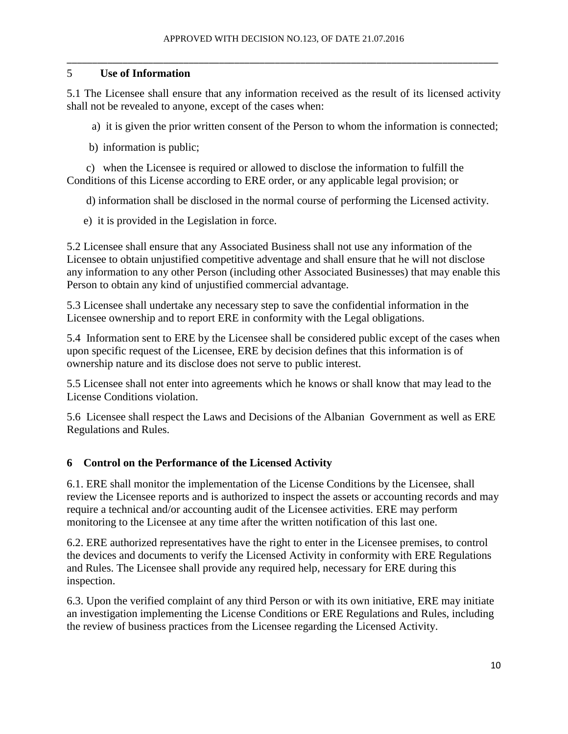## 5 Use of Information

5.1 The Licensee shall ensure that any information received as the result of its licensed activity shall not be revealed to anyone, except of the cases when:

a) it is given the prior written consent of the Person to whom the information is connected;

b) information is public;

c) when the Licensee is required or allowed to disclose the information to fulfill the Conditions of this License according to ERE order, or any applicable legal provision; or

d) information shall be disclosed in the normal course of performing the Licensed activity.

e) it is provided in the Legislation in force.

5.2 Licensee shall ensure that any Associated Business shall not use any information of the Licensee to obtain unjustified competitive adventage and shall ensure that he will not disclose any information to any other Person (including other Associated Businesses) that may enable this Person to obtain any kind of unjustified commercial advantage.

5.3 Licensee shall undertake any necessary step to save the confidential information in the Licensee ownership and to report ERE in conformity with the Legal obligations.

5.4 Information sent to ERE by the Licensee shall be considered public except of the cases when upon specific request of the Licensee, ERE by decision defines that this information is of ownership nature and its disclose does not serve to public interest.

5.5 Licensee shall not enter into agreements which he knows or shall know that may lead to the License Conditions violation.

5.6 Licensee shall respect the Laws and Decisions of the Albanian Government as well as ERE Regulations and Rules.

## 6 Control on the Performance of the Licensed Activity

6.1. ERE shall monitor the implementation of the License Conditions by the Licensee, shall review the Licensee reports and is authorized to inspect the assets or accounting records and may require a technical and/or accounting audit of the Licensee activities. ERE may perform monitoring to the Licensee at any time after the written notification of this last one.

6.2. ERE authorized representatives have the right to enter in the Licensee premises, to control the devices and documents to verify the Licensed Activity in conformity with ERE Regulations and Rules. The Licensee shall provide any required help, necessary for ERE during this inspection.

6.3. Upon the verified complaint of any third Person or with its own initiative, ERE may initiate an investigation implementing the License Conditions or ERE Regulations and Rules, including the review of business practices from the Licensee regarding the Licensed Activity.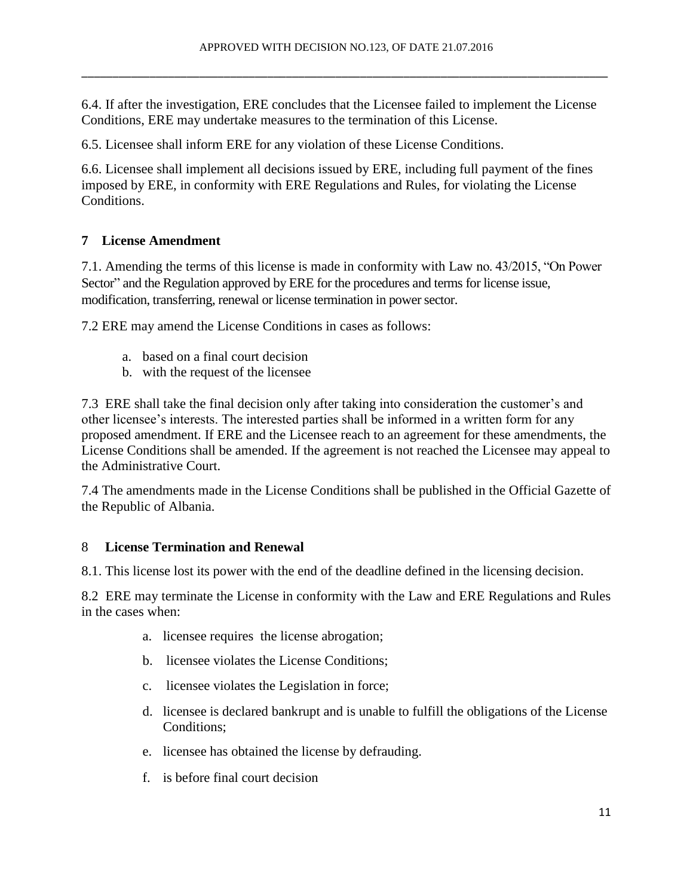6.4. If after the investigation, ERE concludes that the Licensee failed to implement the License Conditions, ERE may undertake measures to the termination of this License.

6.5. Licensee shall inform ERE for any violation of these License Conditions.

6.6. Licensee shall implement all decisions issued by ERE, including full payment of the fines imposed by ERE, in conformity with ERE Regulations and Rules, for violating the License Conditions.

## 7 License Amendment

7.1. Amending the terms of this license is made in conformity with Law no. 43/2015, "On Power Sector" and the Regulation approved by ERE for the procedures and terms for license issue, modification, transferring, renewal or license termination in power sector.

7.2 ERE may amend the License Conditions in cases as follows:

a. based on a final court decision
b. with the request of the licensee

7.3 ERE shall take the final decision only after taking into consideration the customer's and other licensee's interests. The interested parties shall be informed in a written form for any proposed amendment. If ERE and the Licensee reach to an agreement for these amendments, the License Conditions shall be amended. If the agreement is not reached the Licensee may appeal to the Administrative Court.

7.4 The amendments made in the License Conditions shall be published in the Official Gazette of the Republic of Albania.

## 8 License Termination and Renewal

8.1. This license lost its power with the end of the deadline defined in the licensing decision.

8.2 ERE may terminate the License in conformity with the Law and ERE Regulations and Rules in the cases when:

a. licensee requires the license abrogation;

b. licensee violates the License Conditions;

c. licensee violates the Legislation in force;

d. licensee is declared bankrupt and is unable to fulfill the obligations of the License Conditions;

e. licensee has obtained the license by defrauding.

f. is before final court decision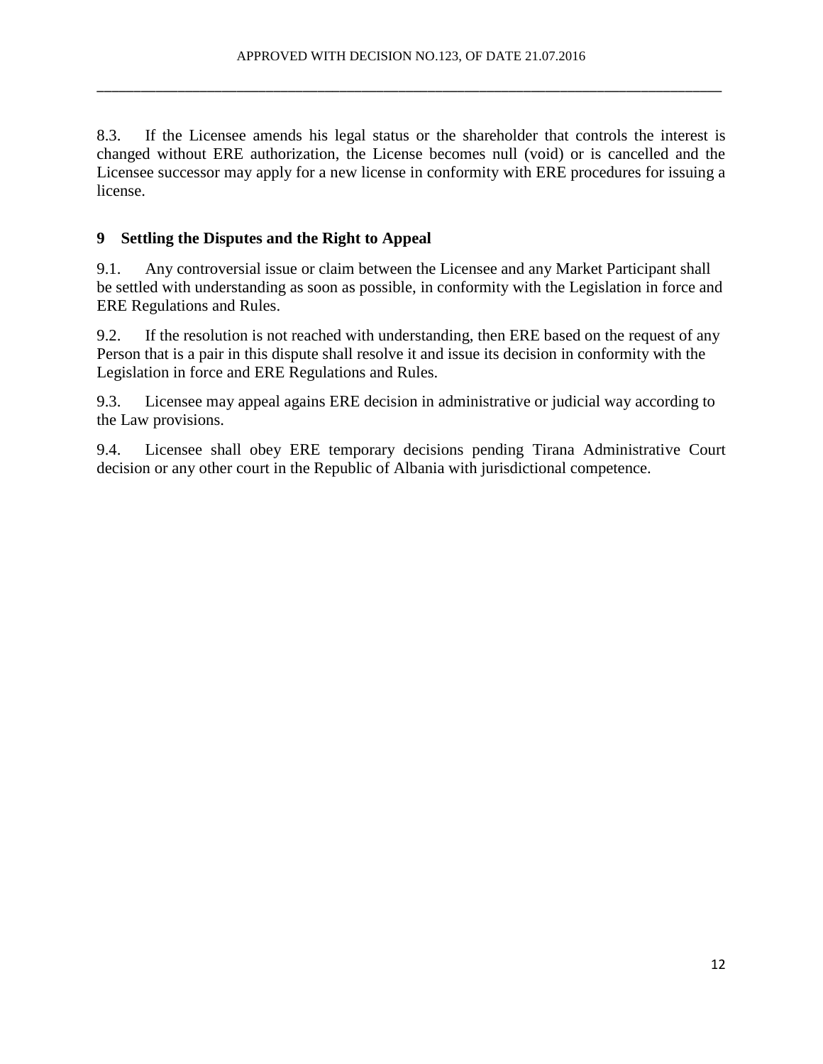8.3. If the Licensee amends his legal status or the shareholder that controls the interest is changed without ERE authorization, the License becomes null (void) or is cancelled and the Licensee successor may apply for a new license in conformity with ERE procedures for issuing a license.

## 9 Settling the Disputes and the Right to Appeal

9.1. Any controversial issue or claim between the Licensee and any Market Participant shall be settled with understanding as soon as possible, in conformity with the Legislation in force and ERE Regulations and Rules.

9.2. If the resolution is not reached with understanding, then ERE based on the request of any Person that is a pair in this dispute shall resolve it and issue its decision in conformity with the Legislation in force and ERE Regulations and Rules.

9.3. Licensee may appeal agains ERE decision in administrative or judicial way according to the Law provisions.

9.4. Licensee shall obey ERE temporary decisions pending Tirana Administrative Court decision or any other court in the Republic of Albania with jurisdictional competence.